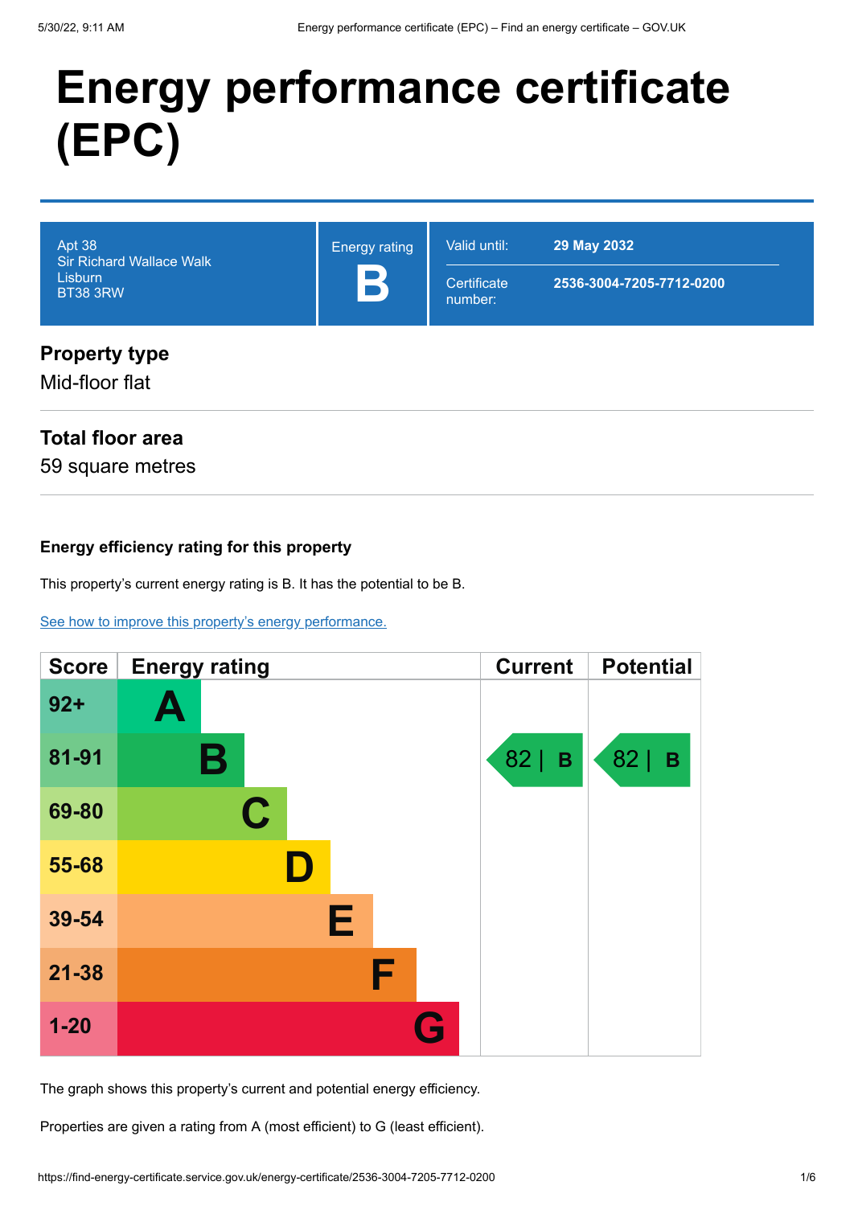# Energy performance certificate (EPC)

| Apt 38<br>Sir Richard Wallace Walk<br>Lisburn<br>BT38 3RW | Energy rating<br>**B** | Valid until: **29 May 2032**<br>Certificate number: **2536-3004-7205-7712-0200** |
|---|---|---|

## Property type

Mid-floor flat

## Total floor area

59 square metres

### Energy efficiency rating for this property

This property's current energy rating is B. It has the potential to be B.

[See how to improve this property's energy performance.](#)

| Score | Energy rating | Current | Potential |
|---|---|---|---|
| 92+ | A | | |
| 81-91 | B | 82 \| B | 82 \| B |
| 69-80 | C | | |
| 55-68 | D | | |
| 39-54 | E | | |
| 21-38 | F | | |
| 1-20 | G | | |

The graph shows this property's current and potential energy efficiency.

Properties are given a rating from A (most efficient) to G (least efficient).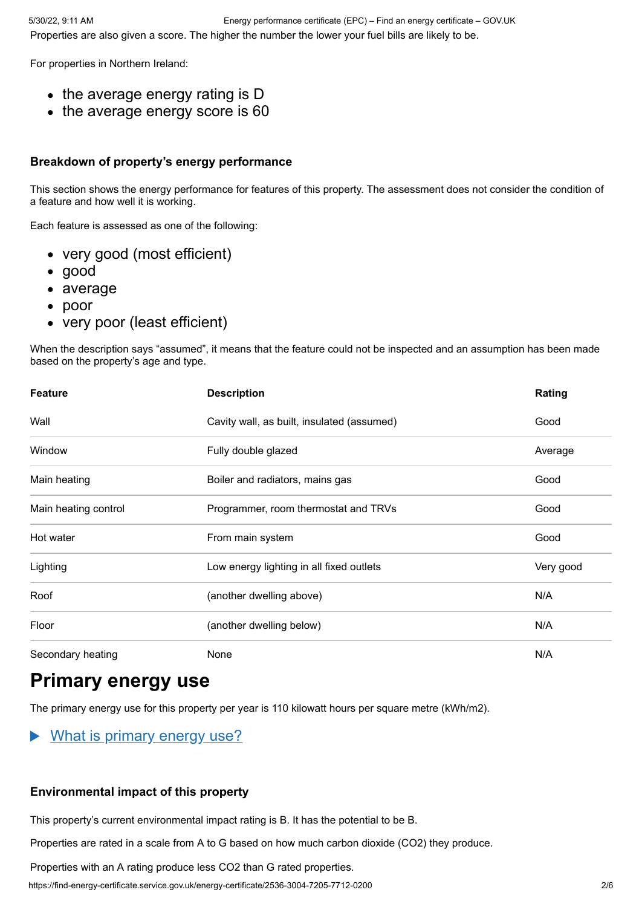Properties are also given a score. The higher the number the lower your fuel bills are likely to be.

For properties in Northern Ireland:

- the average energy rating is D
- the average energy score is 60

### Breakdown of property's energy performance

This section shows the energy performance for features of this property. The assessment does not consider the condition of a feature and how well it is working.

Each feature is assessed as one of the following:

- very good (most efficient)
- good
- average
- poor
- very poor (least efficient)

When the description says "assumed", it means that the feature could not be inspected and an assumption has been made based on the property's age and type.

| Feature | Description | Rating |
| --- | --- | --- |
| Wall | Cavity wall, as built, insulated (assumed) | Good |
| Window | Fully double glazed | Average |
| Main heating | Boiler and radiators, mains gas | Good |
| Main heating control | Programmer, room thermostat and TRVs | Good |
| Hot water | From main system | Good |
| Lighting | Low energy lighting in all fixed outlets | Very good |
| Roof | (another dwelling above) | N/A |
| Floor | (another dwelling below) | N/A |
| Secondary heating | None | N/A |

# Primary energy use

The primary energy use for this property per year is 110 kilowatt hours per square metre (kWh/m2).

▶ What is primary energy use?

### Environmental impact of this property

This property's current environmental impact rating is B. It has the potential to be B.

Properties are rated in a scale from A to G based on how much carbon dioxide ($CO_2$) they produce.

Properties with an A rating produce less $CO_2$ than G rated properties.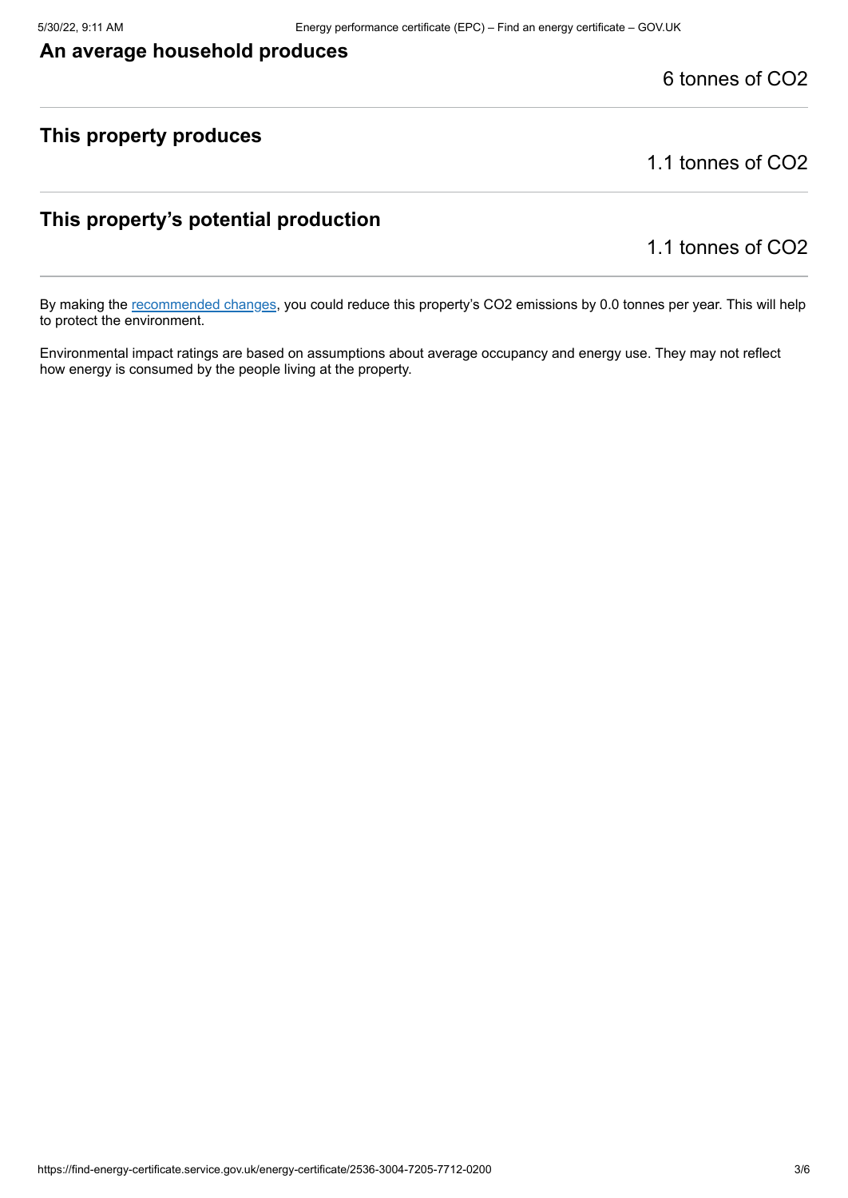### An average household produces

6 tonnes of $CO_2$

### This property produces

1.1 tonnes of $CO_2$

### This property's potential production

1.1 tonnes of $CO_2$

By making the recommended changes, you could reduce this property's $CO_2$ emissions by 0.0 tonnes per year. This will help to protect the environment.

Environmental impact ratings are based on assumptions about average occupancy and energy use. They may not reflect how energy is consumed by the people living at the property.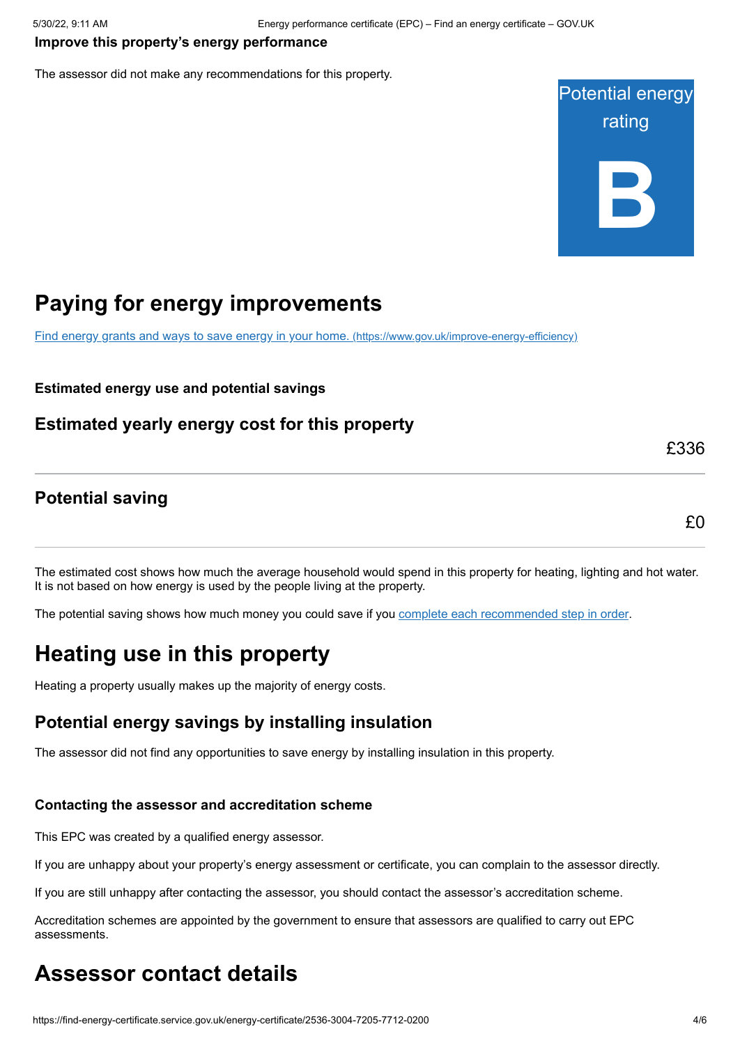**Improve this property's energy performance**

The assessor did not make any recommendations for this property.

Potential energy rating

**B**

# Paying for energy improvements

[Find energy grants and ways to save energy in your home. (https://www.gov.uk/improve-energy-efficiency)](https://www.gov.uk/improve-energy-efficiency)

**Estimated energy use and potential savings**

## Estimated yearly energy cost for this property

£336

## Potential saving

£0

The estimated cost shows how much the average household would spend in this property for heating, lighting and hot water. It is not based on how energy is used by the people living at the property.

The potential saving shows how much money you could save if you complete each recommended step in order.

# Heating use in this property

Heating a property usually makes up the majority of energy costs.

## Potential energy savings by installing insulation

The assessor did not find any opportunities to save energy by installing insulation in this property.

**Contacting the assessor and accreditation scheme**

This EPC was created by a qualified energy assessor.

If you are unhappy about your property's energy assessment or certificate, you can complain to the assessor directly.

If you are still unhappy after contacting the assessor, you should contact the assessor's accreditation scheme.

Accreditation schemes are appointed by the government to ensure that assessors are qualified to carry out EPC assessments.

# Assessor contact details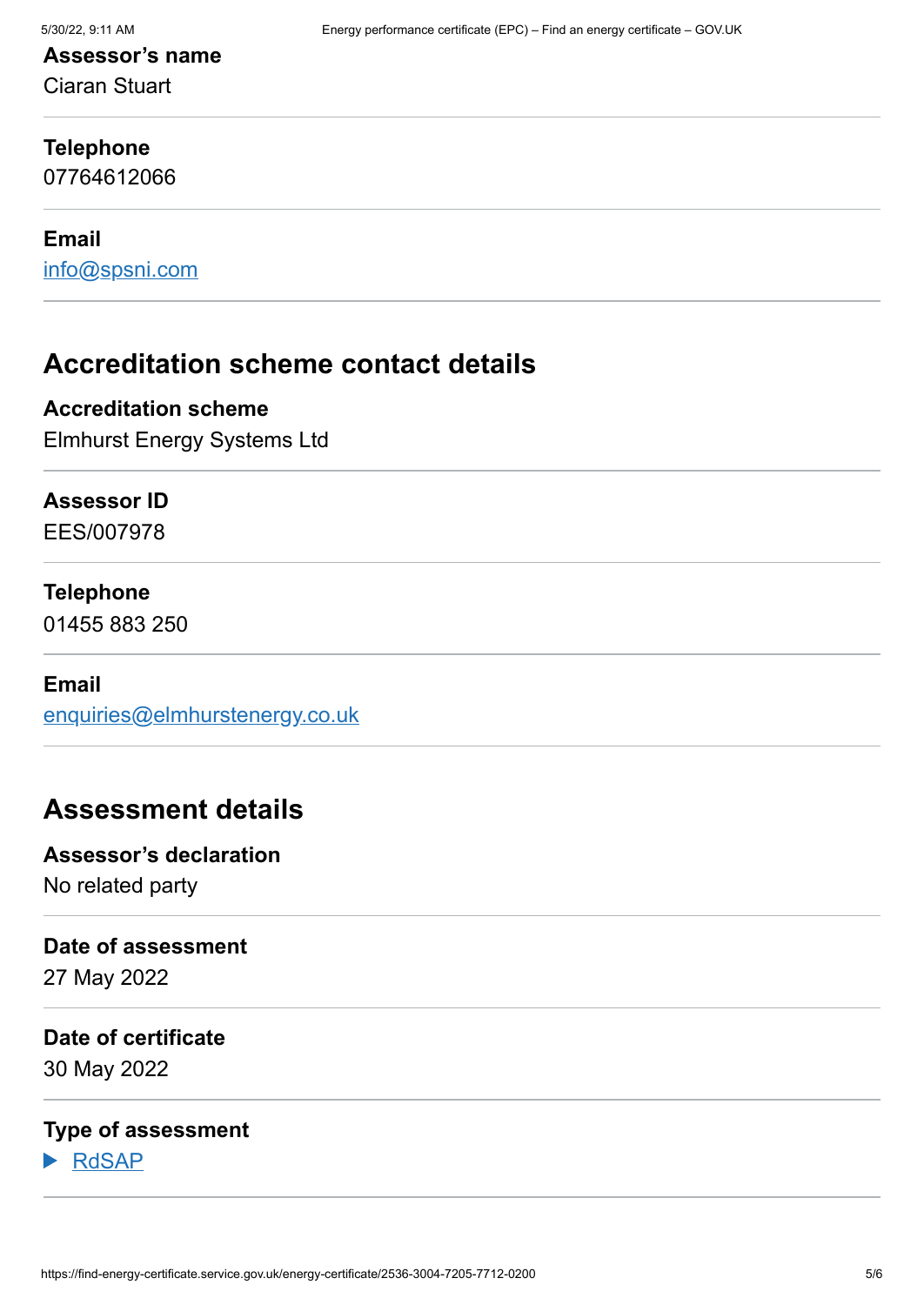**Assessor's name**
Ciaran Stuart

**Telephone**
07764612066

**Email**
info@spsni.com

## Accreditation scheme contact details

**Accreditation scheme**
Elmhurst Energy Systems Ltd

**Assessor ID**
EES/007978

**Telephone**
01455 883 250

**Email**
enquiries@elmhurstenergy.co.uk

## Assessment details

**Assessor's declaration**
No related party

**Date of assessment**
27 May 2022

**Date of certificate**
30 May 2022

**Type of assessment**
▶ RdSAP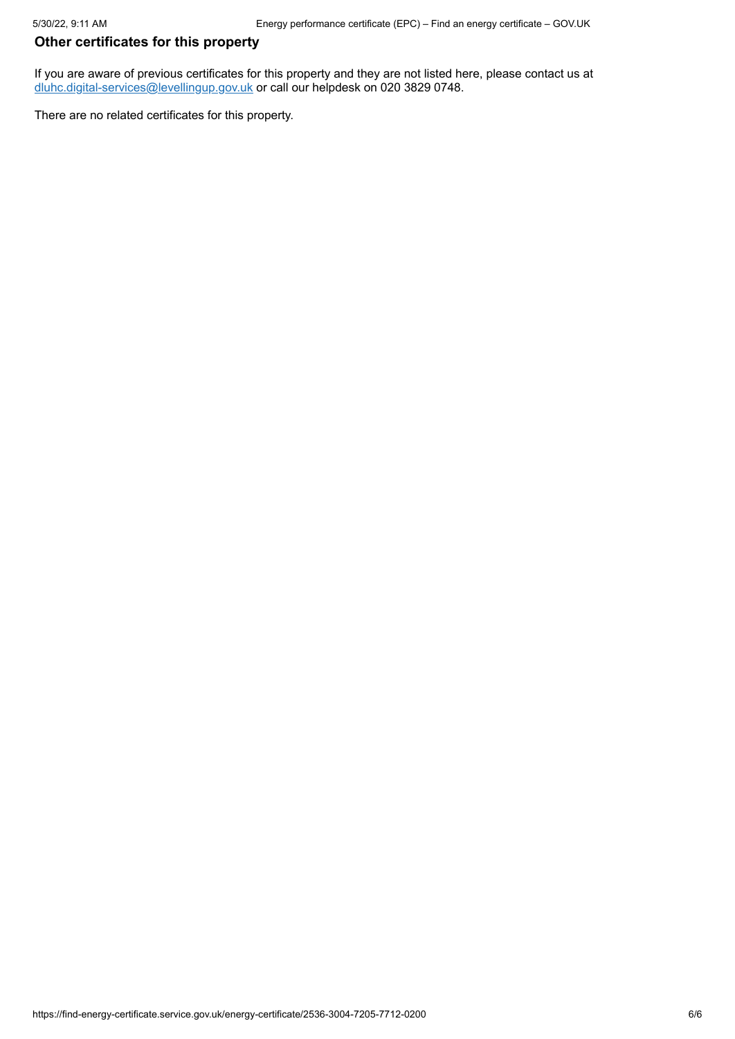## Other certificates for this property

If you are aware of previous certificates for this property and they are not listed here, please contact us at dluhc.digital-services@levellingup.gov.uk or call our helpdesk on 020 3829 0748.

There are no related certificates for this property.